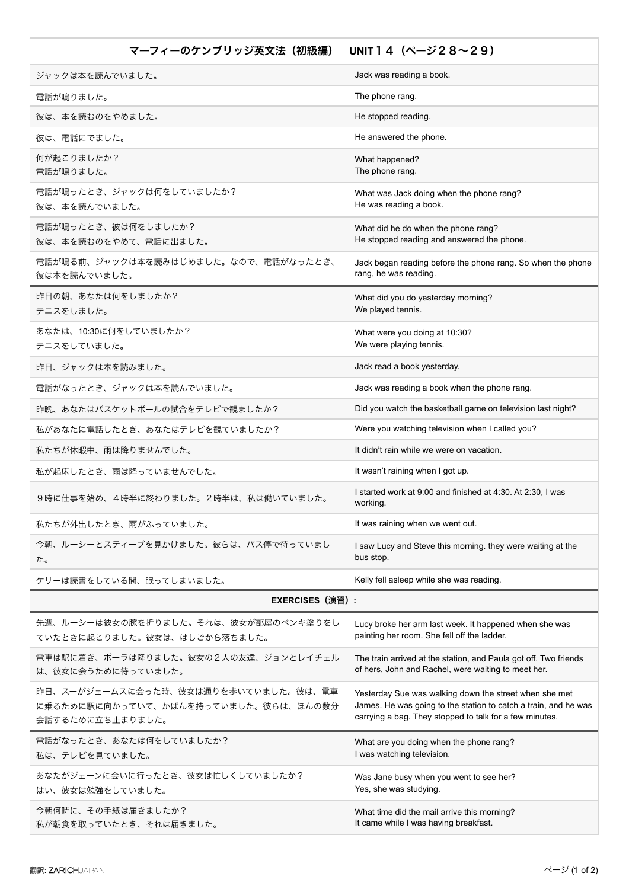| マーフィーのケンブリッジ英文法（初級編）　UNIT１４（ページ２８〜２９） | |
|---|---|
| ジャックは本を読んでいました。 | Jack was reading a book. |
| 電話が鳴りました。 | The phone rang. |
| 彼は、本を読むのをやめました。 | He stopped reading. |
| 彼は、電話にでました。 | He answered the phone. |
| 何が起こりましたか？<br>電話が鳴りました。 | What happened?<br>The phone rang. |
| 電話が鳴ったとき、ジャックは何をしていましたか？<br>彼は、本を読んでいました。 | What was Jack doing when the phone rang?<br>He was reading a book. |
| 電話が鳴ったとき、彼は何をしましたか？<br>彼は、本を読むのをやめて、電話に出ました。 | What did he do when the phone rang?<br>He stopped reading and answered the phone. |
| 電話が鳴る前、ジャックは本を読みはじめました。なので、電話がなったとき、彼は本を読んでいました。 | Jack began reading before the phone rang. So when the phone rang, he was reading. |
| 昨日の朝、あなたは何をしましたか？<br>テニスをしました。 | What did you do yesterday morning?<br>We played tennis. |
| あなたは、10:30に何をしていましたか？<br>テニスをしていました。 | What were you doing at 10:30?<br>We were playing tennis. |
| 昨日、ジャックは本を読みました。 | Jack read a book yesterday. |
| 電話がなったとき、ジャックは本を読んでいました。 | Jack was reading a book when the phone rang. |
| 昨晩、あなたはバスケットボールの試合をテレビで観ましたか？ | Did you watch the basketball game on television last night? |
| 私があなたに電話したとき、あなたはテレビを観ていましたか？ | Were you watching television when I called you? |
| 私たちが休暇中、雨は降りませんでした。 | It didn't rain while we were on vacation. |
| 私が起床したとき、雨は降っていませんでした。 | It wasn't raining when I got up. |
| ９時に仕事を始め、４時半に終わりました。２時半は、私は働いていました。 | I started work at 9:00 and finished at 4:30. At 2:30, I was working. |
| 私たちが外出したとき、雨がふっていました。 | It was raining when we went out. |
| 今朝、ルーシーとスティーブを見かけました。彼らは、バス停で待っていました。 | I saw Lucy and Steve this morning. they were waiting at the bus stop. |
| ケリーは読書をしている間、眠ってしまいました。 | Kelly fell asleep while she was reading. |
| **EXERCISES（演習）:** | |
| 先週、ルーシーは彼女の腕を折りました。それは、彼女が部屋のペンキ塗りをしていたときに起こりました。彼女は、はしごから落ちました。 | Lucy broke her arm last week. It happened when she was painting her room. She fell off the ladder. |
| 電車は駅に着き、ポーラは降りました。彼女の２人の友達、ジョンとレイチェルは、彼女に会うために待っていました。 | The train arrived at the station, and Paula got off. Two friends of hers, John and Rachel, were waiting to meet her. |
| 昨日、スーがジェームスに会った時、彼女は通りを歩いていました。彼は、電車に乗るために駅に向かっていて、かばんを持っていました。彼らは、ほんの数分会話するために立ち止まりました。 | Yesterday Sue was walking down the street when she met James. He was going to the station to catch a train, and he was carrying a bag. They stopped to talk for a few minutes. |
| 電話がなったとき、あなたは何をしていましたか？<br>私は、テレビを見ていました。 | What are you doing when the phone rang?<br>I was watching television. |
| あなたがジェーンに会いに行ったとき、彼女は忙しくしていましたか？<br>はい、彼女は勉強をしていました。 | Was Jane busy when you went to see her?<br>Yes, she was studying. |
| 今朝何時に、その手紙は届きましたか？<br>私が朝食を取っていたとき、それは届きました。 | What time did the mail arrive this morning?<br>It came while I was having breakfast. |

翻訳: ZARICHJAPAN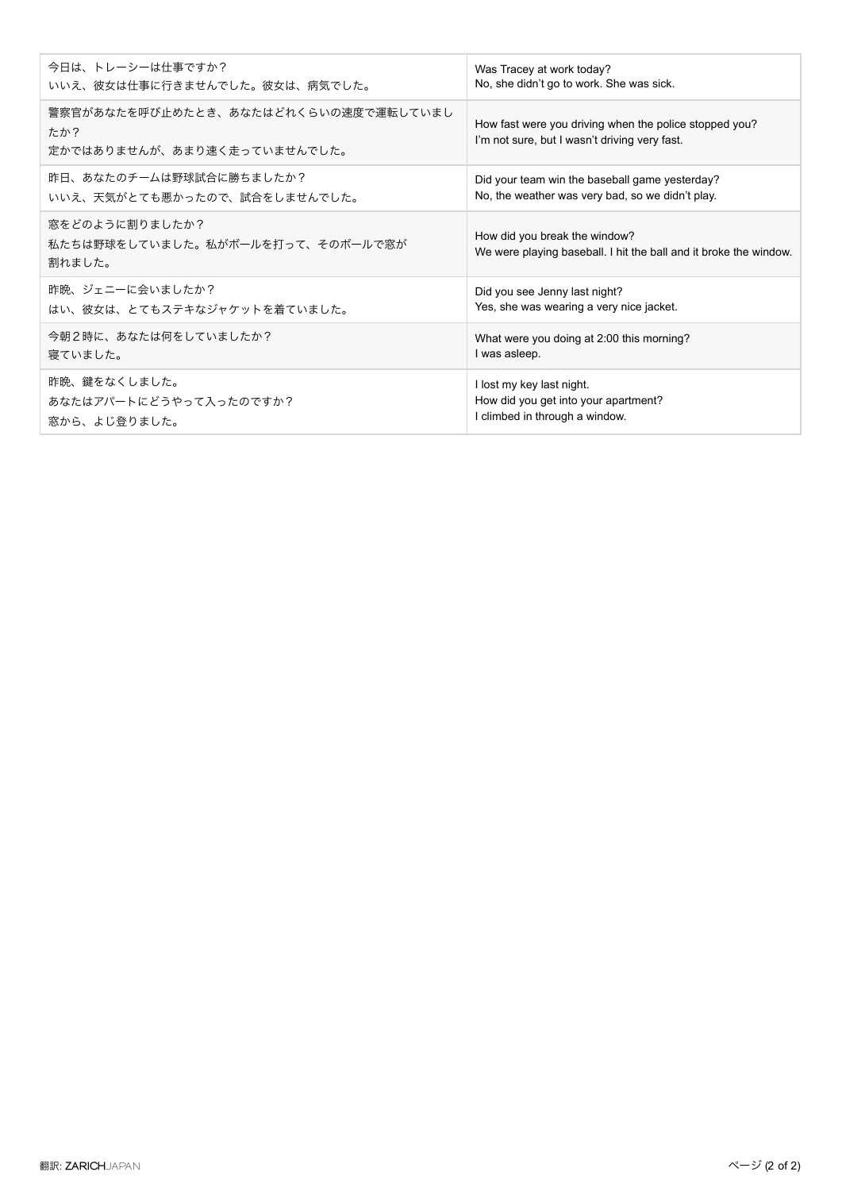| | |
|---|---|
| 今日は、トレーシーは仕事ですか？<br>いいえ、彼女は仕事に行きませんでした。彼女は、病気でした。 | Was Tracey at work today?<br>No, she didn't go to work. She was sick. |
| 警察官があなたを呼び止めたとき、あなたはどれくらいの速度で運転していましたか？<br>定かではありませんが、あまり速く走っていませんでした。 | How fast were you driving when the police stopped you?<br>I'm not sure, but I wasn't driving very fast. |
| 昨日、あなたのチームは野球試合に勝ちましたか？<br>いいえ、天気がとても悪かったので、試合をしませんでした。 | Did your team win the baseball game yesterday?<br>No, the weather was very bad, so we didn't play. |
| 窓をどのように割りましたか？<br>私たちは野球をしていました。私がボールを打って、そのボールで窓が割れました。 | How did you break the window?<br>We were playing baseball. I hit the ball and it broke the window. |
| 昨晩、ジェニーに会いましたか？<br>はい、彼女は、とてもステキなジャケットを着ていました。 | Did you see Jenny last night?<br>Yes, she was wearing a very nice jacket. |
| 今朝２時に、あなたは何をしていましたか？<br>寝ていました。 | What were you doing at 2:00 this morning?<br>I was asleep. |
| 昨晩、鍵をなくしました。<br>あなたはアパートにどうやって入ったのですか？<br>窓から、よじ登りました。 | I lost my key last night.<br>How did you get into your apartment?<br>I climbed in through a window. |

翻訳: ZARICHJAPAN